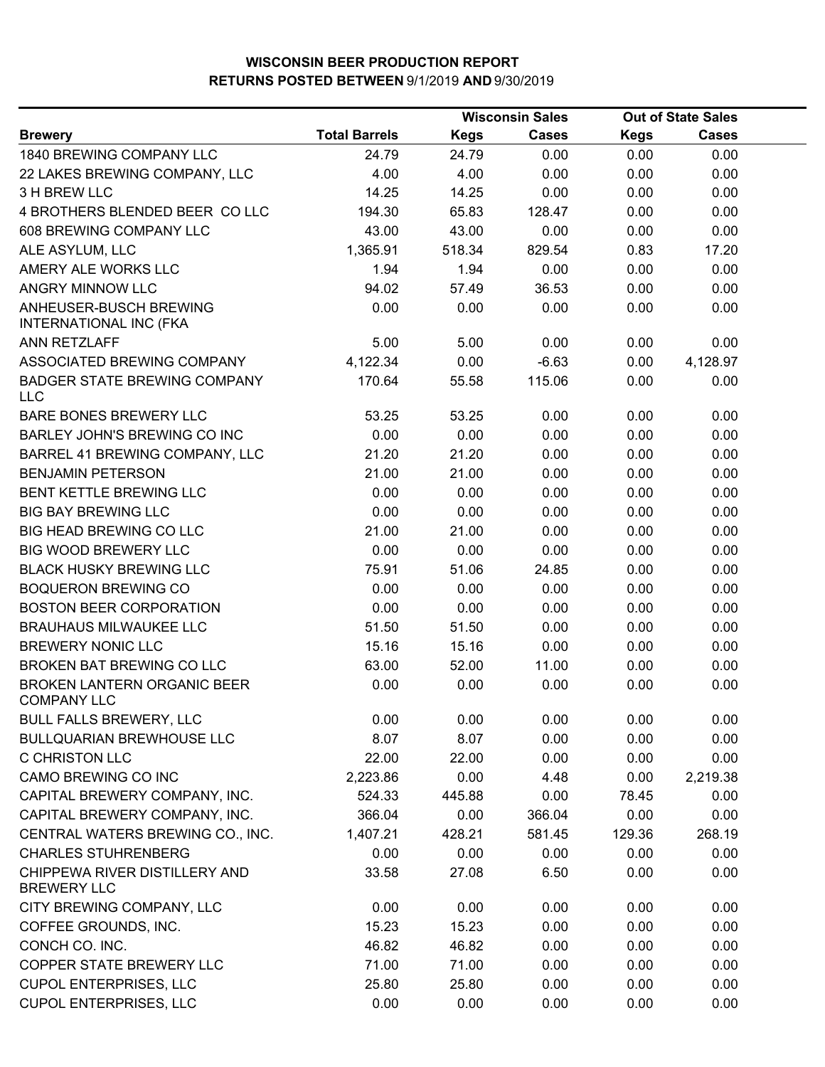# WISCONSIN BEER PRODUCTION REPORT
## RETURNS POSTED BETWEEN 9/1/2019 AND 9/30/2019

| | | Wisconsin Sales | | Out of State Sales | |
|---|---|---|---|---|---|
| **Brewery** | **Total Barrels** | **Kegs** | **Cases** | **Kegs** | **Cases** |
| 1840 BREWING COMPANY LLC | 24.79 | 24.79 | 0.00 | 0.00 | 0.00 |
| 22 LAKES BREWING COMPANY, LLC | 4.00 | 4.00 | 0.00 | 0.00 | 0.00 |
| 3 H BREW LLC | 14.25 | 14.25 | 0.00 | 0.00 | 0.00 |
| 4 BROTHERS BLENDED BEER CO LLC | 194.30 | 65.83 | 128.47 | 0.00 | 0.00 |
| 608 BREWING COMPANY LLC | 43.00 | 43.00 | 0.00 | 0.00 | 0.00 |
| ALE ASYLUM, LLC | 1,365.91 | 518.34 | 829.54 | 0.83 | 17.20 |
| AMERY ALE WORKS LLC | 1.94 | 1.94 | 0.00 | 0.00 | 0.00 |
| ANGRY MINNOW LLC | 94.02 | 57.49 | 36.53 | 0.00 | 0.00 |
| ANHEUSER-BUSCH BREWING INTERNATIONAL INC (FKA | 0.00 | 0.00 | 0.00 | 0.00 | 0.00 |
| ANN RETZLAFF | 5.00 | 5.00 | 0.00 | 0.00 | 0.00 |
| ASSOCIATED BREWING COMPANY | 4,122.34 | 0.00 | -6.63 | 0.00 | 4,128.97 |
| BADGER STATE BREWING COMPANY LLC | 170.64 | 55.58 | 115.06 | 0.00 | 0.00 |
| BARE BONES BREWERY LLC | 53.25 | 53.25 | 0.00 | 0.00 | 0.00 |
| BARLEY JOHN'S BREWING CO INC | 0.00 | 0.00 | 0.00 | 0.00 | 0.00 |
| BARREL 41 BREWING COMPANY, LLC | 21.20 | 21.20 | 0.00 | 0.00 | 0.00 |
| BENJAMIN PETERSON | 21.00 | 21.00 | 0.00 | 0.00 | 0.00 |
| BENT KETTLE BREWING LLC | 0.00 | 0.00 | 0.00 | 0.00 | 0.00 |
| BIG BAY BREWING LLC | 0.00 | 0.00 | 0.00 | 0.00 | 0.00 |
| BIG HEAD BREWING CO LLC | 21.00 | 21.00 | 0.00 | 0.00 | 0.00 |
| BIG WOOD BREWERY LLC | 0.00 | 0.00 | 0.00 | 0.00 | 0.00 |
| BLACK HUSKY BREWING LLC | 75.91 | 51.06 | 24.85 | 0.00 | 0.00 |
| BOQUERON BREWING CO | 0.00 | 0.00 | 0.00 | 0.00 | 0.00 |
| BOSTON BEER CORPORATION | 0.00 | 0.00 | 0.00 | 0.00 | 0.00 |
| BRAUHAUS MILWAUKEE LLC | 51.50 | 51.50 | 0.00 | 0.00 | 0.00 |
| BREWERY NONIC LLC | 15.16 | 15.16 | 0.00 | 0.00 | 0.00 |
| BROKEN BAT BREWING CO LLC | 63.00 | 52.00 | 11.00 | 0.00 | 0.00 |
| BROKEN LANTERN ORGANIC BEER COMPANY LLC | 0.00 | 0.00 | 0.00 | 0.00 | 0.00 |
| BULL FALLS BREWERY, LLC | 0.00 | 0.00 | 0.00 | 0.00 | 0.00 |
| BULLQUARIAN BREWHOUSE LLC | 8.07 | 8.07 | 0.00 | 0.00 | 0.00 |
| C CHRISTON LLC | 22.00 | 22.00 | 0.00 | 0.00 | 0.00 |
| CAMO BREWING CO INC | 2,223.86 | 0.00 | 4.48 | 0.00 | 2,219.38 |
| CAPITAL BREWERY COMPANY, INC. | 524.33 | 445.88 | 0.00 | 78.45 | 0.00 |
| CAPITAL BREWERY COMPANY, INC. | 366.04 | 0.00 | 366.04 | 0.00 | 0.00 |
| CENTRAL WATERS BREWING CO., INC. | 1,407.21 | 428.21 | 581.45 | 129.36 | 268.19 |
| CHARLES STUHRENBERG | 0.00 | 0.00 | 0.00 | 0.00 | 0.00 |
| CHIPPEWA RIVER DISTILLERY AND BREWERY LLC | 33.58 | 27.08 | 6.50 | 0.00 | 0.00 |
| CITY BREWING COMPANY, LLC | 0.00 | 0.00 | 0.00 | 0.00 | 0.00 |
| COFFEE GROUNDS, INC. | 15.23 | 15.23 | 0.00 | 0.00 | 0.00 |
| CONCH CO. INC. | 46.82 | 46.82 | 0.00 | 0.00 | 0.00 |
| COPPER STATE BREWERY LLC | 71.00 | 71.00 | 0.00 | 0.00 | 0.00 |
| CUPOL ENTERPRISES, LLC | 25.80 | 25.80 | 0.00 | 0.00 | 0.00 |
| CUPOL ENTERPRISES, LLC | 0.00 | 0.00 | 0.00 | 0.00 | 0.00 |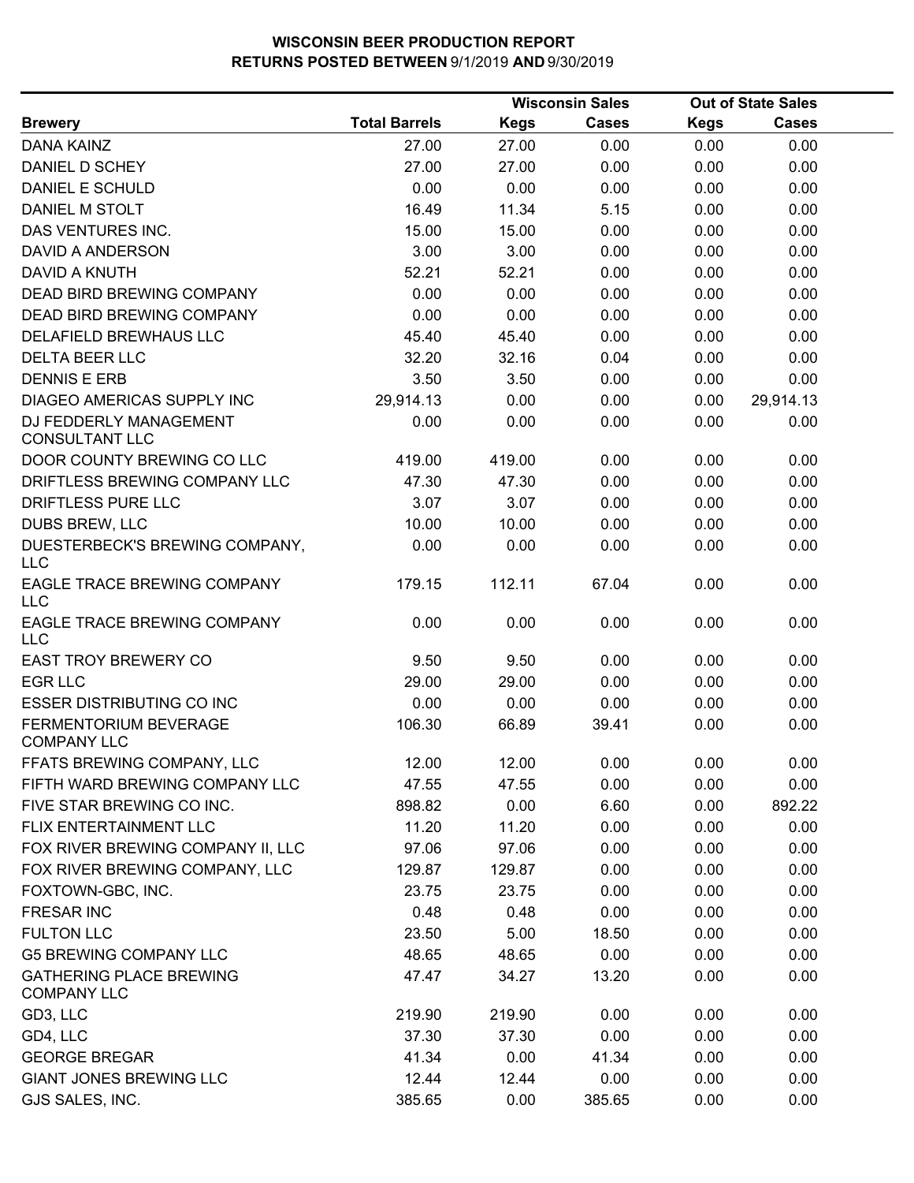# WISCONSIN BEER PRODUCTION REPORT
## RETURNS POSTED BETWEEN 9/1/2019 AND 9/30/2019

| Brewery | Total Barrels | Wisconsin Sales Kegs | Wisconsin Sales Cases | Out of State Sales Kegs | Out of State Sales Cases |
|---|---|---|---|---|---|
| DANA KAINZ | 27.00 | 27.00 | 0.00 | 0.00 | 0.00 |
| DANIEL D SCHEY | 27.00 | 27.00 | 0.00 | 0.00 | 0.00 |
| DANIEL E SCHULD | 0.00 | 0.00 | 0.00 | 0.00 | 0.00 |
| DANIEL M STOLT | 16.49 | 11.34 | 5.15 | 0.00 | 0.00 |
| DAS VENTURES INC. | 15.00 | 15.00 | 0.00 | 0.00 | 0.00 |
| DAVID A ANDERSON | 3.00 | 3.00 | 0.00 | 0.00 | 0.00 |
| DAVID A KNUTH | 52.21 | 52.21 | 0.00 | 0.00 | 0.00 |
| DEAD BIRD BREWING COMPANY | 0.00 | 0.00 | 0.00 | 0.00 | 0.00 |
| DEAD BIRD BREWING COMPANY | 0.00 | 0.00 | 0.00 | 0.00 | 0.00 |
| DELAFIELD BREWHAUS LLC | 45.40 | 45.40 | 0.00 | 0.00 | 0.00 |
| DELTA BEER LLC | 32.20 | 32.16 | 0.04 | 0.00 | 0.00 |
| DENNIS E ERB | 3.50 | 3.50 | 0.00 | 0.00 | 0.00 |
| DIAGEO AMERICAS SUPPLY INC | 29,914.13 | 0.00 | 0.00 | 0.00 | 29,914.13 |
| DJ FEDDERLY MANAGEMENT CONSULTANT LLC | 0.00 | 0.00 | 0.00 | 0.00 | 0.00 |
| DOOR COUNTY BREWING CO LLC | 419.00 | 419.00 | 0.00 | 0.00 | 0.00 |
| DRIFTLESS BREWING COMPANY LLC | 47.30 | 47.30 | 0.00 | 0.00 | 0.00 |
| DRIFTLESS PURE LLC | 3.07 | 3.07 | 0.00 | 0.00 | 0.00 |
| DUBS BREW, LLC | 10.00 | 10.00 | 0.00 | 0.00 | 0.00 |
| DUESTERBECK'S BREWING COMPANY, LLC | 0.00 | 0.00 | 0.00 | 0.00 | 0.00 |
| EAGLE TRACE BREWING COMPANY LLC | 179.15 | 112.11 | 67.04 | 0.00 | 0.00 |
| EAGLE TRACE BREWING COMPANY LLC | 0.00 | 0.00 | 0.00 | 0.00 | 0.00 |
| EAST TROY BREWERY CO | 9.50 | 9.50 | 0.00 | 0.00 | 0.00 |
| EGR LLC | 29.00 | 29.00 | 0.00 | 0.00 | 0.00 |
| ESSER DISTRIBUTING CO INC | 0.00 | 0.00 | 0.00 | 0.00 | 0.00 |
| FERMENTORIUM BEVERAGE COMPANY LLC | 106.30 | 66.89 | 39.41 | 0.00 | 0.00 |
| FFATS BREWING COMPANY, LLC | 12.00 | 12.00 | 0.00 | 0.00 | 0.00 |
| FIFTH WARD BREWING COMPANY LLC | 47.55 | 47.55 | 0.00 | 0.00 | 0.00 |
| FIVE STAR BREWING CO INC. | 898.82 | 0.00 | 6.60 | 0.00 | 892.22 |
| FLIX ENTERTAINMENT LLC | 11.20 | 11.20 | 0.00 | 0.00 | 0.00 |
| FOX RIVER BREWING COMPANY II, LLC | 97.06 | 97.06 | 0.00 | 0.00 | 0.00 |
| FOX RIVER BREWING COMPANY, LLC | 129.87 | 129.87 | 0.00 | 0.00 | 0.00 |
| FOXTOWN-GBC, INC. | 23.75 | 23.75 | 0.00 | 0.00 | 0.00 |
| FRESAR INC | 0.48 | 0.48 | 0.00 | 0.00 | 0.00 |
| FULTON LLC | 23.50 | 5.00 | 18.50 | 0.00 | 0.00 |
| G5 BREWING COMPANY LLC | 48.65 | 48.65 | 0.00 | 0.00 | 0.00 |
| GATHERING PLACE BREWING COMPANY LLC | 47.47 | 34.27 | 13.20 | 0.00 | 0.00 |
| GD3, LLC | 219.90 | 219.90 | 0.00 | 0.00 | 0.00 |
| GD4, LLC | 37.30 | 37.30 | 0.00 | 0.00 | 0.00 |
| GEORGE BREGAR | 41.34 | 0.00 | 41.34 | 0.00 | 0.00 |
| GIANT JONES BREWING LLC | 12.44 | 12.44 | 0.00 | 0.00 | 0.00 |
| GJS SALES, INC. | 385.65 | 0.00 | 385.65 | 0.00 | 0.00 |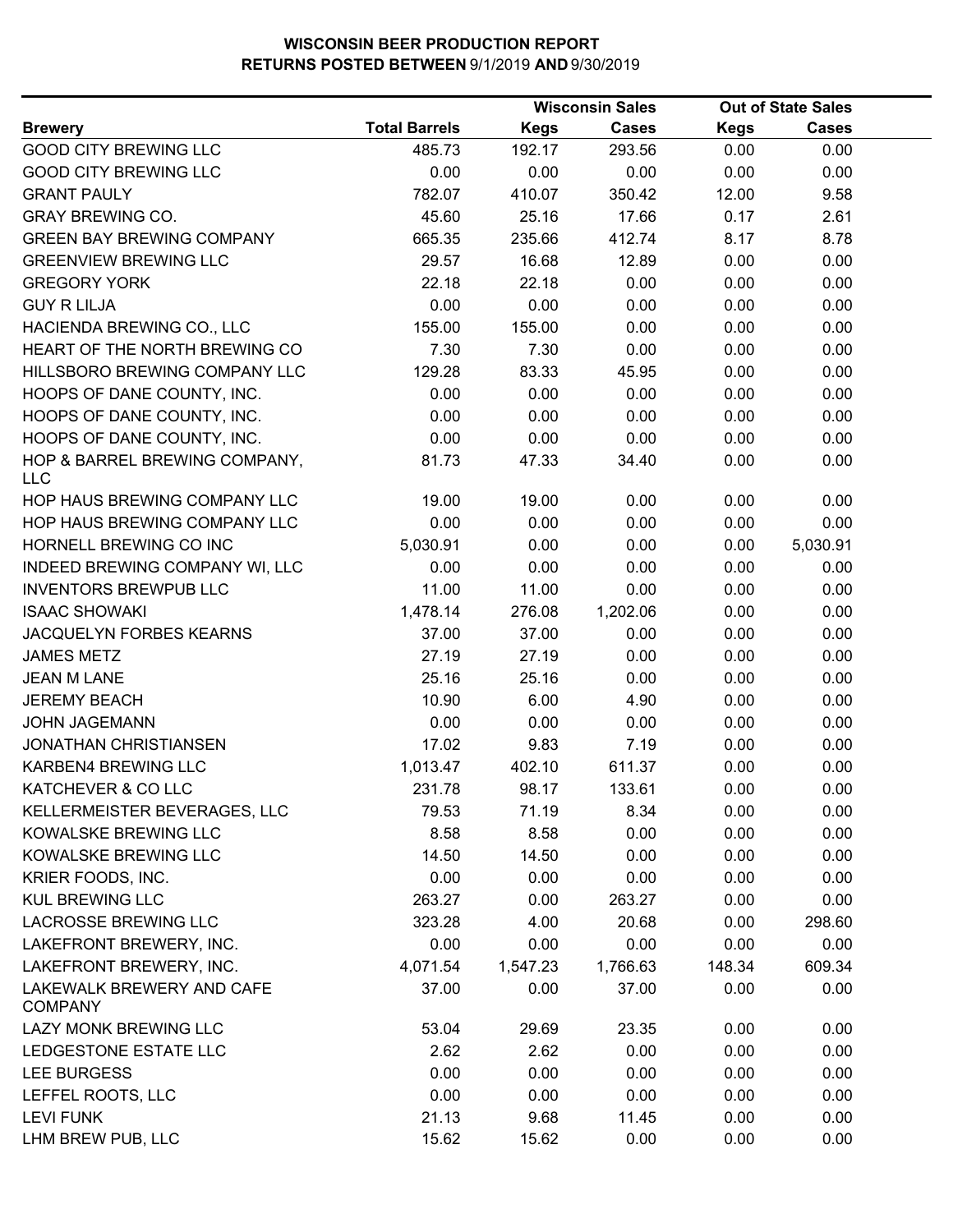**WISCONSIN BEER PRODUCTION REPORT**
**RETURNS POSTED BETWEEN 9/1/2019 AND 9/30/2019**

| | | Wisconsin Sales | | Out of State Sales | |
|---|---|---|---|---|---|
| **Brewery** | **Total Barrels** | **Kegs** | **Cases** | **Kegs** | **Cases** |
| GOOD CITY BREWING LLC | 485.73 | 192.17 | 293.56 | 0.00 | 0.00 |
| GOOD CITY BREWING LLC | 0.00 | 0.00 | 0.00 | 0.00 | 0.00 |
| GRANT PAULY | 782.07 | 410.07 | 350.42 | 12.00 | 9.58 |
| GRAY BREWING CO. | 45.60 | 25.16 | 17.66 | 0.17 | 2.61 |
| GREEN BAY BREWING COMPANY | 665.35 | 235.66 | 412.74 | 8.17 | 8.78 |
| GREENVIEW BREWING LLC | 29.57 | 16.68 | 12.89 | 0.00 | 0.00 |
| GREGORY YORK | 22.18 | 22.18 | 0.00 | 0.00 | 0.00 |
| GUY R LILJA | 0.00 | 0.00 | 0.00 | 0.00 | 0.00 |
| HACIENDA BREWING CO., LLC | 155.00 | 155.00 | 0.00 | 0.00 | 0.00 |
| HEART OF THE NORTH BREWING CO | 7.30 | 7.30 | 0.00 | 0.00 | 0.00 |
| HILLSBORO BREWING COMPANY LLC | 129.28 | 83.33 | 45.95 | 0.00 | 0.00 |
| HOOPS OF DANE COUNTY, INC. | 0.00 | 0.00 | 0.00 | 0.00 | 0.00 |
| HOOPS OF DANE COUNTY, INC. | 0.00 | 0.00 | 0.00 | 0.00 | 0.00 |
| HOOPS OF DANE COUNTY, INC. | 0.00 | 0.00 | 0.00 | 0.00 | 0.00 |
| HOP & BARREL BREWING COMPANY, LLC | 81.73 | 47.33 | 34.40 | 0.00 | 0.00 |
| HOP HAUS BREWING COMPANY LLC | 19.00 | 19.00 | 0.00 | 0.00 | 0.00 |
| HOP HAUS BREWING COMPANY LLC | 0.00 | 0.00 | 0.00 | 0.00 | 0.00 |
| HORNELL BREWING CO INC | 5,030.91 | 0.00 | 0.00 | 0.00 | 5,030.91 |
| INDEED BREWING COMPANY WI, LLC | 0.00 | 0.00 | 0.00 | 0.00 | 0.00 |
| INVENTORS BREWPUB LLC | 11.00 | 11.00 | 0.00 | 0.00 | 0.00 |
| ISAAC SHOWAKI | 1,478.14 | 276.08 | 1,202.06 | 0.00 | 0.00 |
| JACQUELYN FORBES KEARNS | 37.00 | 37.00 | 0.00 | 0.00 | 0.00 |
| JAMES METZ | 27.19 | 27.19 | 0.00 | 0.00 | 0.00 |
| JEAN M LANE | 25.16 | 25.16 | 0.00 | 0.00 | 0.00 |
| JEREMY BEACH | 10.90 | 6.00 | 4.90 | 0.00 | 0.00 |
| JOHN JAGEMANN | 0.00 | 0.00 | 0.00 | 0.00 | 0.00 |
| JONATHAN CHRISTIANSEN | 17.02 | 9.83 | 7.19 | 0.00 | 0.00 |
| KARBEN4 BREWING LLC | 1,013.47 | 402.10 | 611.37 | 0.00 | 0.00 |
| KATCHEVER & CO LLC | 231.78 | 98.17 | 133.61 | 0.00 | 0.00 |
| KELLERMEISTER BEVERAGES, LLC | 79.53 | 71.19 | 8.34 | 0.00 | 0.00 |
| KOWALSKE BREWING LLC | 8.58 | 8.58 | 0.00 | 0.00 | 0.00 |
| KOWALSKE BREWING LLC | 14.50 | 14.50 | 0.00 | 0.00 | 0.00 |
| KRIER FOODS, INC. | 0.00 | 0.00 | 0.00 | 0.00 | 0.00 |
| KUL BREWING LLC | 263.27 | 0.00 | 263.27 | 0.00 | 0.00 |
| LACROSSE BREWING LLC | 323.28 | 4.00 | 20.68 | 0.00 | 298.60 |
| LAKEFRONT BREWERY, INC. | 0.00 | 0.00 | 0.00 | 0.00 | 0.00 |
| LAKEFRONT BREWERY, INC. | 4,071.54 | 1,547.23 | 1,766.63 | 148.34 | 609.34 |
| LAKEWALK BREWERY AND CAFE COMPANY | 37.00 | 0.00 | 37.00 | 0.00 | 0.00 |
| LAZY MONK BREWING LLC | 53.04 | 29.69 | 23.35 | 0.00 | 0.00 |
| LEDGESTONE ESTATE LLC | 2.62 | 2.62 | 0.00 | 0.00 | 0.00 |
| LEE BURGESS | 0.00 | 0.00 | 0.00 | 0.00 | 0.00 |
| LEFFEL ROOTS, LLC | 0.00 | 0.00 | 0.00 | 0.00 | 0.00 |
| LEVI FUNK | 21.13 | 9.68 | 11.45 | 0.00 | 0.00 |
| LHM BREW PUB, LLC | 15.62 | 15.62 | 0.00 | 0.00 | 0.00 |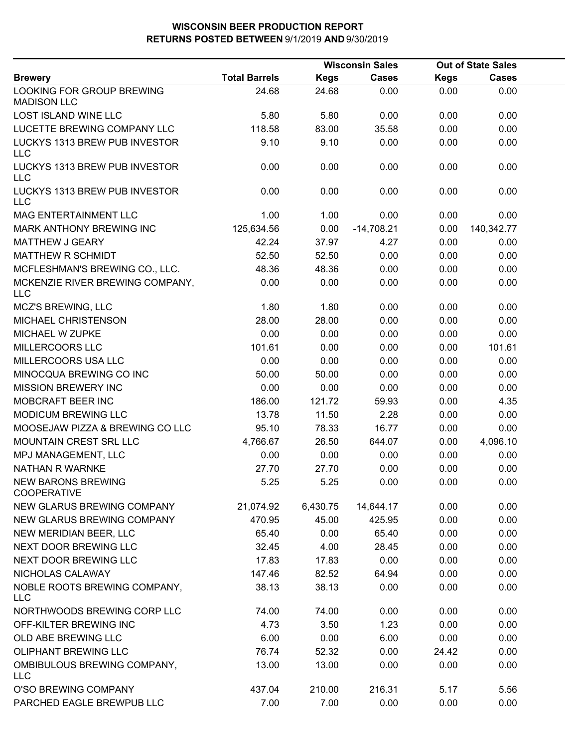# WISCONSIN BEER PRODUCTION REPORT

## RETURNS POSTED BETWEEN 9/1/2019 AND 9/30/2019

| Brewery | Total Barrels | Wisconsin Sales | | Out of State Sales | |
|---|---|---|---|---|---|
| | | Kegs | Cases | Kegs | Cases |
| LOOKING FOR GROUP BREWING MADISON LLC | 24.68 | 24.68 | 0.00 | 0.00 | 0.00 |
| LOST ISLAND WINE LLC | 5.80 | 5.80 | 0.00 | 0.00 | 0.00 |
| LUCETTE BREWING COMPANY LLC | 118.58 | 83.00 | 35.58 | 0.00 | 0.00 |
| LUCKYS 1313 BREW PUB INVESTOR LLC | 9.10 | 9.10 | 0.00 | 0.00 | 0.00 |
| LUCKYS 1313 BREW PUB INVESTOR LLC | 0.00 | 0.00 | 0.00 | 0.00 | 0.00 |
| LUCKYS 1313 BREW PUB INVESTOR LLC | 0.00 | 0.00 | 0.00 | 0.00 | 0.00 |
| MAG ENTERTAINMENT LLC | 1.00 | 1.00 | 0.00 | 0.00 | 0.00 |
| MARK ANTHONY BREWING INC | 125,634.56 | 0.00 | -14,708.21 | 0.00 | 140,342.77 |
| MATTHEW J GEARY | 42.24 | 37.97 | 4.27 | 0.00 | 0.00 |
| MATTHEW R SCHMIDT | 52.50 | 52.50 | 0.00 | 0.00 | 0.00 |
| MCFLESHMAN'S BREWING CO., LLC. | 48.36 | 48.36 | 0.00 | 0.00 | 0.00 |
| MCKENZIE RIVER BREWING COMPANY, LLC | 0.00 | 0.00 | 0.00 | 0.00 | 0.00 |
| MCZ'S BREWING, LLC | 1.80 | 1.80 | 0.00 | 0.00 | 0.00 |
| MICHAEL CHRISTENSON | 28.00 | 28.00 | 0.00 | 0.00 | 0.00 |
| MICHAEL W ZUPKE | 0.00 | 0.00 | 0.00 | 0.00 | 0.00 |
| MILLERCOORS LLC | 101.61 | 0.00 | 0.00 | 0.00 | 101.61 |
| MILLERCOORS USA LLC | 0.00 | 0.00 | 0.00 | 0.00 | 0.00 |
| MINOCQUA BREWING CO INC | 50.00 | 50.00 | 0.00 | 0.00 | 0.00 |
| MISSION BREWERY INC | 0.00 | 0.00 | 0.00 | 0.00 | 0.00 |
| MOBCRAFT BEER INC | 186.00 | 121.72 | 59.93 | 0.00 | 4.35 |
| MODICUM BREWING LLC | 13.78 | 11.50 | 2.28 | 0.00 | 0.00 |
| MOOSEJAW PIZZA & BREWING CO LLC | 95.10 | 78.33 | 16.77 | 0.00 | 0.00 |
| MOUNTAIN CREST SRL LLC | 4,766.67 | 26.50 | 644.07 | 0.00 | 4,096.10 |
| MPJ MANAGEMENT, LLC | 0.00 | 0.00 | 0.00 | 0.00 | 0.00 |
| NATHAN R WARNKE | 27.70 | 27.70 | 0.00 | 0.00 | 0.00 |
| NEW BARONS BREWING COOPERATIVE | 5.25 | 5.25 | 0.00 | 0.00 | 0.00 |
| NEW GLARUS BREWING COMPANY | 21,074.92 | 6,430.75 | 14,644.17 | 0.00 | 0.00 |
| NEW GLARUS BREWING COMPANY | 470.95 | 45.00 | 425.95 | 0.00 | 0.00 |
| NEW MERIDIAN BEER, LLC | 65.40 | 0.00 | 65.40 | 0.00 | 0.00 |
| NEXT DOOR BREWING LLC | 32.45 | 4.00 | 28.45 | 0.00 | 0.00 |
| NEXT DOOR BREWING LLC | 17.83 | 17.83 | 0.00 | 0.00 | 0.00 |
| NICHOLAS CALAWAY | 147.46 | 82.52 | 64.94 | 0.00 | 0.00 |
| NOBLE ROOTS BREWING COMPANY, LLC | 38.13 | 38.13 | 0.00 | 0.00 | 0.00 |
| NORTHWOODS BREWING CORP LLC | 74.00 | 74.00 | 0.00 | 0.00 | 0.00 |
| OFF-KILTER BREWING INC | 4.73 | 3.50 | 1.23 | 0.00 | 0.00 |
| OLD ABE BREWING LLC | 6.00 | 0.00 | 6.00 | 0.00 | 0.00 |
| OLIPHANT BREWING LLC | 76.74 | 52.32 | 0.00 | 24.42 | 0.00 |
| OMBIBULOUS BREWING COMPANY, LLC | 13.00 | 13.00 | 0.00 | 0.00 | 0.00 |
| O'SO BREWING COMPANY | 437.04 | 210.00 | 216.31 | 5.17 | 5.56 |
| PARCHED EAGLE BREWPUB LLC | 7.00 | 7.00 | 0.00 | 0.00 | 0.00 |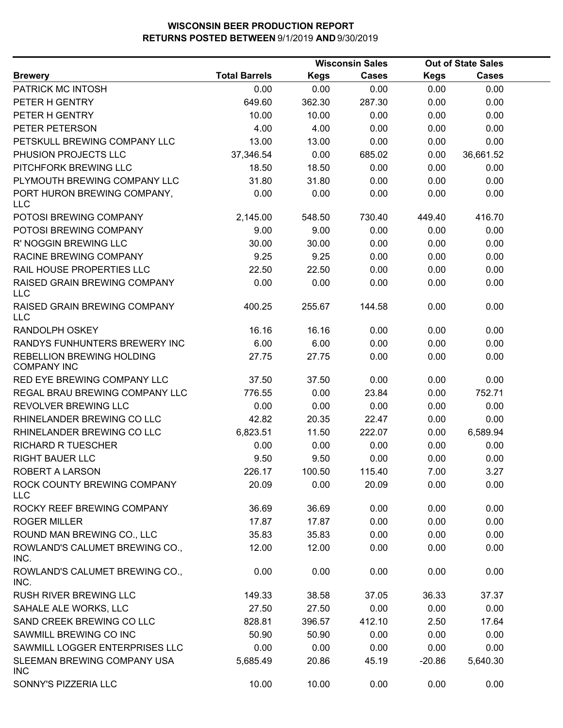# WISCONSIN BEER PRODUCTION REPORT
## RETURNS POSTED BETWEEN 9/1/2019 AND 9/30/2019

| | | Wisconsin Sales | | Out of State Sales | |
|---|---|---|---|---|---|
| **Brewery** | **Total Barrels** | **Kegs** | **Cases** | **Kegs** | **Cases** |
| PATRICK MC INTOSH | 0.00 | 0.00 | 0.00 | 0.00 | 0.00 |
| PETER H GENTRY | 649.60 | 362.30 | 287.30 | 0.00 | 0.00 |
| PETER H GENTRY | 10.00 | 10.00 | 0.00 | 0.00 | 0.00 |
| PETER PETERSON | 4.00 | 4.00 | 0.00 | 0.00 | 0.00 |
| PETSKULL BREWING COMPANY LLC | 13.00 | 13.00 | 0.00 | 0.00 | 0.00 |
| PHUSION PROJECTS LLC | 37,346.54 | 0.00 | 685.02 | 0.00 | 36,661.52 |
| PITCHFORK BREWING LLC | 18.50 | 18.50 | 0.00 | 0.00 | 0.00 |
| PLYMOUTH BREWING COMPANY LLC | 31.80 | 31.80 | 0.00 | 0.00 | 0.00 |
| PORT HURON BREWING COMPANY, LLC | 0.00 | 0.00 | 0.00 | 0.00 | 0.00 |
| POTOSI BREWING COMPANY | 2,145.00 | 548.50 | 730.40 | 449.40 | 416.70 |
| POTOSI BREWING COMPANY | 9.00 | 9.00 | 0.00 | 0.00 | 0.00 |
| R' NOGGIN BREWING LLC | 30.00 | 30.00 | 0.00 | 0.00 | 0.00 |
| RACINE BREWING COMPANY | 9.25 | 9.25 | 0.00 | 0.00 | 0.00 |
| RAIL HOUSE PROPERTIES LLC | 22.50 | 22.50 | 0.00 | 0.00 | 0.00 |
| RAISED GRAIN BREWING COMPANY LLC | 0.00 | 0.00 | 0.00 | 0.00 | 0.00 |
| RAISED GRAIN BREWING COMPANY LLC | 400.25 | 255.67 | 144.58 | 0.00 | 0.00 |
| RANDOLPH OSKEY | 16.16 | 16.16 | 0.00 | 0.00 | 0.00 |
| RANDYS FUNHUNTERS BREWERY INC | 6.00 | 6.00 | 0.00 | 0.00 | 0.00 |
| REBELLION BREWING HOLDING COMPANY INC | 27.75 | 27.75 | 0.00 | 0.00 | 0.00 |
| RED EYE BREWING COMPANY LLC | 37.50 | 37.50 | 0.00 | 0.00 | 0.00 |
| REGAL BRAU BREWING COMPANY LLC | 776.55 | 0.00 | 23.84 | 0.00 | 752.71 |
| REVOLVER BREWING LLC | 0.00 | 0.00 | 0.00 | 0.00 | 0.00 |
| RHINELANDER BREWING CO LLC | 42.82 | 20.35 | 22.47 | 0.00 | 0.00 |
| RHINELANDER BREWING CO LLC | 6,823.51 | 11.50 | 222.07 | 0.00 | 6,589.94 |
| RICHARD R TUESCHER | 0.00 | 0.00 | 0.00 | 0.00 | 0.00 |
| RIGHT BAUER LLC | 9.50 | 9.50 | 0.00 | 0.00 | 0.00 |
| ROBERT A LARSON | 226.17 | 100.50 | 115.40 | 7.00 | 3.27 |
| ROCK COUNTY BREWING COMPANY LLC | 20.09 | 0.00 | 20.09 | 0.00 | 0.00 |
| ROCKY REEF BREWING COMPANY | 36.69 | 36.69 | 0.00 | 0.00 | 0.00 |
| ROGER MILLER | 17.87 | 17.87 | 0.00 | 0.00 | 0.00 |
| ROUND MAN BREWING CO., LLC | 35.83 | 35.83 | 0.00 | 0.00 | 0.00 |
| ROWLAND'S CALUMET BREWING CO., INC. | 12.00 | 12.00 | 0.00 | 0.00 | 0.00 |
| ROWLAND'S CALUMET BREWING CO., INC. | 0.00 | 0.00 | 0.00 | 0.00 | 0.00 |
| RUSH RIVER BREWING LLC | 149.33 | 38.58 | 37.05 | 36.33 | 37.37 |
| SAHALE ALE WORKS, LLC | 27.50 | 27.50 | 0.00 | 0.00 | 0.00 |
| SAND CREEK BREWING CO LLC | 828.81 | 396.57 | 412.10 | 2.50 | 17.64 |
| SAWMILL BREWING CO INC | 50.90 | 50.90 | 0.00 | 0.00 | 0.00 |
| SAWMILL LOGGER ENTERPRISES LLC | 0.00 | 0.00 | 0.00 | 0.00 | 0.00 |
| SLEEMAN BREWING COMPANY USA INC | 5,685.49 | 20.86 | 45.19 | -20.86 | 5,640.30 |
| SONNY'S PIZZERIA LLC | 10.00 | 10.00 | 0.00 | 0.00 | 0.00 |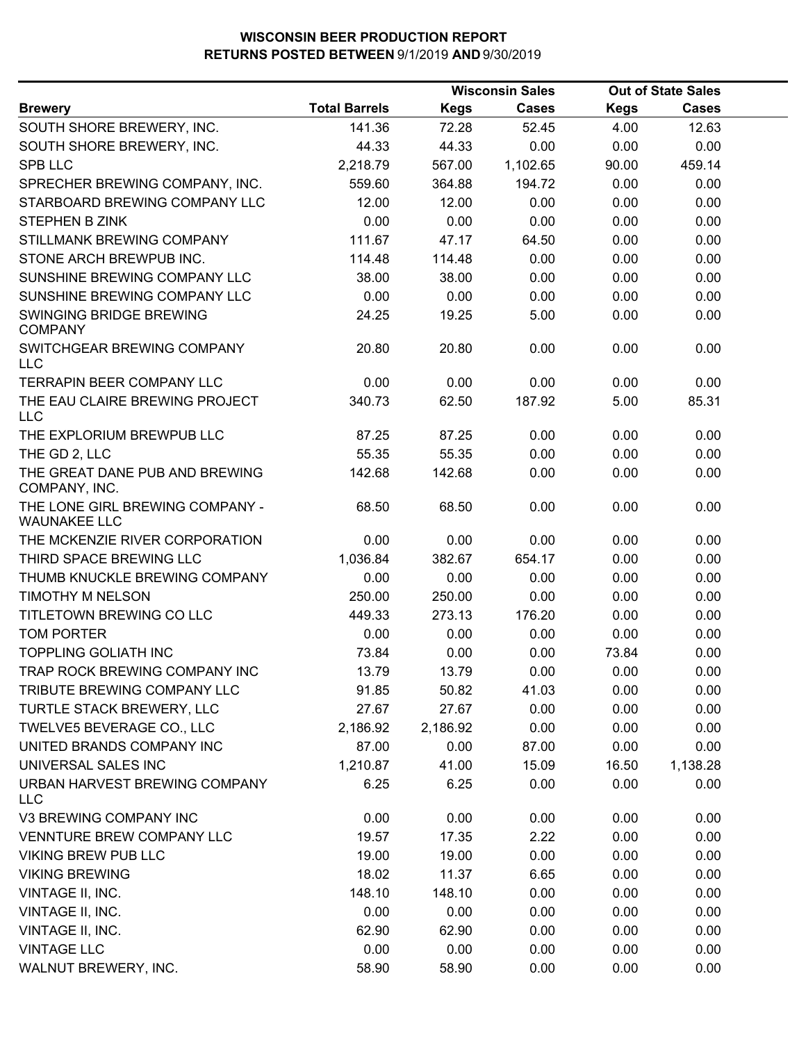# WISCONSIN BEER PRODUCTION REPORT

## RETURNS POSTED BETWEEN 9/1/2019 AND 9/30/2019

| Brewery | Total Barrels | Wisconsin Sales Kegs | Wisconsin Sales Cases | Out of State Sales Kegs | Out of State Sales Cases |
|---|---|---|---|---|---|
| SOUTH SHORE BREWERY, INC. | 141.36 | 72.28 | 52.45 | 4.00 | 12.63 |
| SOUTH SHORE BREWERY, INC. | 44.33 | 44.33 | 0.00 | 0.00 | 0.00 |
| SPB LLC | 2,218.79 | 567.00 | 1,102.65 | 90.00 | 459.14 |
| SPRECHER BREWING COMPANY, INC. | 559.60 | 364.88 | 194.72 | 0.00 | 0.00 |
| STARBOARD BREWING COMPANY LLC | 12.00 | 12.00 | 0.00 | 0.00 | 0.00 |
| STEPHEN B ZINK | 0.00 | 0.00 | 0.00 | 0.00 | 0.00 |
| STILLMANK BREWING COMPANY | 111.67 | 47.17 | 64.50 | 0.00 | 0.00 |
| STONE ARCH BREWPUB INC. | 114.48 | 114.48 | 0.00 | 0.00 | 0.00 |
| SUNSHINE BREWING COMPANY LLC | 38.00 | 38.00 | 0.00 | 0.00 | 0.00 |
| SUNSHINE BREWING COMPANY LLC | 0.00 | 0.00 | 0.00 | 0.00 | 0.00 |
| SWINGING BRIDGE BREWING COMPANY | 24.25 | 19.25 | 5.00 | 0.00 | 0.00 |
| SWITCHGEAR BREWING COMPANY LLC | 20.80 | 20.80 | 0.00 | 0.00 | 0.00 |
| TERRAPIN BEER COMPANY LLC | 0.00 | 0.00 | 0.00 | 0.00 | 0.00 |
| THE EAU CLAIRE BREWING PROJECT LLC | 340.73 | 62.50 | 187.92 | 5.00 | 85.31 |
| THE EXPLORIUM BREWPUB LLC | 87.25 | 87.25 | 0.00 | 0.00 | 0.00 |
| THE GD 2, LLC | 55.35 | 55.35 | 0.00 | 0.00 | 0.00 |
| THE GREAT DANE PUB AND BREWING COMPANY, INC. | 142.68 | 142.68 | 0.00 | 0.00 | 0.00 |
| THE LONE GIRL BREWING COMPANY - WAUNAKEE LLC | 68.50 | 68.50 | 0.00 | 0.00 | 0.00 |
| THE MCKENZIE RIVER CORPORATION | 0.00 | 0.00 | 0.00 | 0.00 | 0.00 |
| THIRD SPACE BREWING LLC | 1,036.84 | 382.67 | 654.17 | 0.00 | 0.00 |
| THUMB KNUCKLE BREWING COMPANY | 0.00 | 0.00 | 0.00 | 0.00 | 0.00 |
| TIMOTHY M NELSON | 250.00 | 250.00 | 0.00 | 0.00 | 0.00 |
| TITLETOWN BREWING CO LLC | 449.33 | 273.13 | 176.20 | 0.00 | 0.00 |
| TOM PORTER | 0.00 | 0.00 | 0.00 | 0.00 | 0.00 |
| TOPPLING GOLIATH INC | 73.84 | 0.00 | 0.00 | 73.84 | 0.00 |
| TRAP ROCK BREWING COMPANY INC | 13.79 | 13.79 | 0.00 | 0.00 | 0.00 |
| TRIBUTE BREWING COMPANY LLC | 91.85 | 50.82 | 41.03 | 0.00 | 0.00 |
| TURTLE STACK BREWERY, LLC | 27.67 | 27.67 | 0.00 | 0.00 | 0.00 |
| TWELVE5 BEVERAGE CO., LLC | 2,186.92 | 2,186.92 | 0.00 | 0.00 | 0.00 |
| UNITED BRANDS COMPANY INC | 87.00 | 0.00 | 87.00 | 0.00 | 0.00 |
| UNIVERSAL SALES INC | 1,210.87 | 41.00 | 15.09 | 16.50 | 1,138.28 |
| URBAN HARVEST BREWING COMPANY LLC | 6.25 | 6.25 | 0.00 | 0.00 | 0.00 |
| V3 BREWING COMPANY INC | 0.00 | 0.00 | 0.00 | 0.00 | 0.00 |
| VENNTURE BREW COMPANY LLC | 19.57 | 17.35 | 2.22 | 0.00 | 0.00 |
| VIKING BREW PUB LLC | 19.00 | 19.00 | 0.00 | 0.00 | 0.00 |
| VIKING BREWING | 18.02 | 11.37 | 6.65 | 0.00 | 0.00 |
| VINTAGE II, INC. | 148.10 | 148.10 | 0.00 | 0.00 | 0.00 |
| VINTAGE II, INC. | 0.00 | 0.00 | 0.00 | 0.00 | 0.00 |
| VINTAGE II, INC. | 62.90 | 62.90 | 0.00 | 0.00 | 0.00 |
| VINTAGE LLC | 0.00 | 0.00 | 0.00 | 0.00 | 0.00 |
| WALNUT BREWERY, INC. | 58.90 | 58.90 | 0.00 | 0.00 | 0.00 |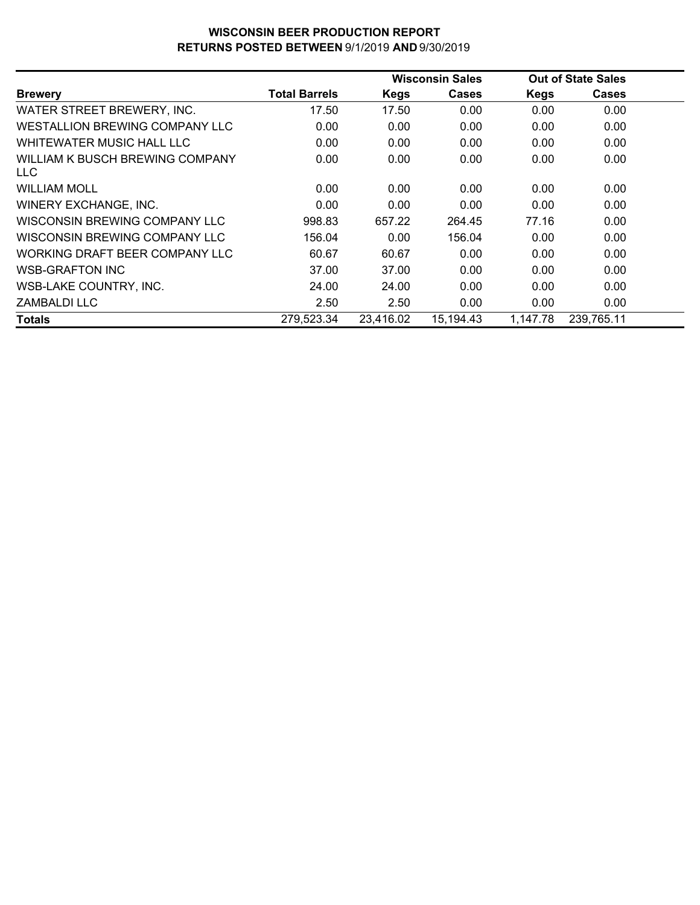**WISCONSIN BEER PRODUCTION REPORT**
**RETURNS POSTED BETWEEN** 9/1/2019 **AND** 9/30/2019

| | | Wisconsin Sales | | Out of State Sales | |
|---|---|---|---|---|---|
| **Brewery** | **Total Barrels** | **Kegs** | **Cases** | **Kegs** | **Cases** |
| WATER STREET BREWERY, INC. | 17.50 | 17.50 | 0.00 | 0.00 | 0.00 |
| WESTALLION BREWING COMPANY LLC | 0.00 | 0.00 | 0.00 | 0.00 | 0.00 |
| WHITEWATER MUSIC HALL LLC | 0.00 | 0.00 | 0.00 | 0.00 | 0.00 |
| WILLIAM K BUSCH BREWING COMPANY LLC | 0.00 | 0.00 | 0.00 | 0.00 | 0.00 |
| WILLIAM MOLL | 0.00 | 0.00 | 0.00 | 0.00 | 0.00 |
| WINERY EXCHANGE, INC. | 0.00 | 0.00 | 0.00 | 0.00 | 0.00 |
| WISCONSIN BREWING COMPANY LLC | 998.83 | 657.22 | 264.45 | 77.16 | 0.00 |
| WISCONSIN BREWING COMPANY LLC | 156.04 | 0.00 | 156.04 | 0.00 | 0.00 |
| WORKING DRAFT BEER COMPANY LLC | 60.67 | 60.67 | 0.00 | 0.00 | 0.00 |
| WSB-GRAFTON INC | 37.00 | 37.00 | 0.00 | 0.00 | 0.00 |
| WSB-LAKE COUNTRY, INC. | 24.00 | 24.00 | 0.00 | 0.00 | 0.00 |
| ZAMBALDI LLC | 2.50 | 2.50 | 0.00 | 0.00 | 0.00 |
| **Totals** | 279,523.34 | 23,416.02 | 15,194.43 | 1,147.78 | 239,765.11 |